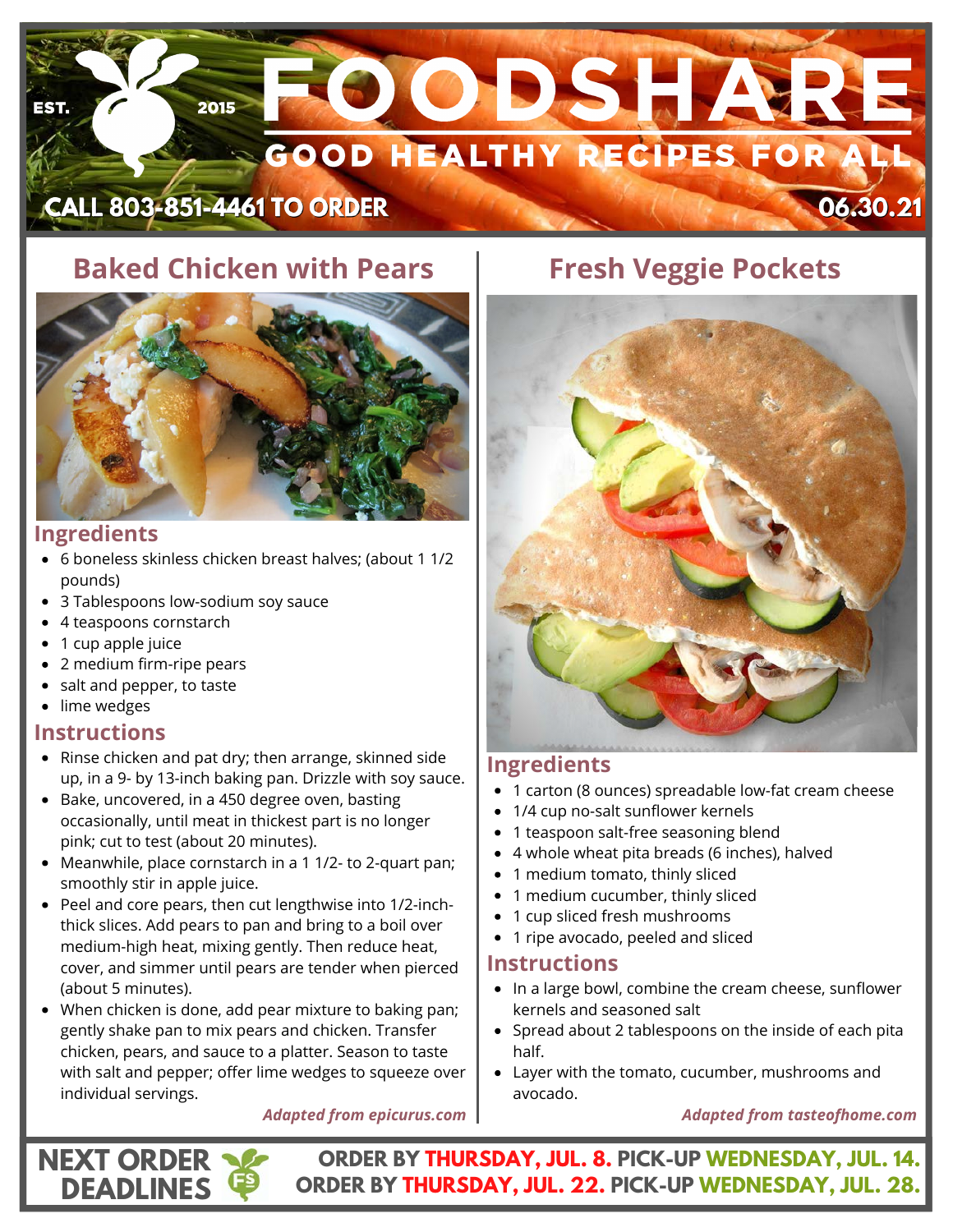# FOODSHARE

EST. 2015

GOOD HEALTHY RECIPES FOR ALL

CALL 803-851-4461 TO ORDER

06.30.21

## Baked Chicken with Pears

### Ingredients

- 6 boneless skinless chicken breast halves; (about 1 1/2 pounds)
- 3 Tablespoons low-sodium soy sauce
- 4 teaspoons cornstarch
- 1 cup apple juice
- 2 medium firm-ripe pears
- salt and pepper, to taste
- lime wedges

### Instructions

- Rinse chicken and pat dry; then arrange, skinned side up, in a 9- by 13-inch baking pan. Drizzle with soy sauce.
- Bake, uncovered, in a 450 degree oven, basting occasionally, until meat in thickest part is no longer pink; cut to test (about 20 minutes).
- Meanwhile, place cornstarch in a 1 1/2- to 2-quart pan; smoothly stir in apple juice.
- Peel and core pears, then cut lengthwise into 1/2-inch-thick slices. Add pears to pan and bring to a boil over medium-high heat, mixing gently. Then reduce heat, cover, and simmer until pears are tender when pierced (about 5 minutes).
- When chicken is done, add pear mixture to baking pan; gently shake pan to mix pears and chicken. Transfer chicken, pears, and sauce to a platter. Season to taste with salt and pepper; offer lime wedges to squeeze over individual servings.

*Adapted from epicurus.com*

## Fresh Veggie Pockets

### Ingredients

- 1 carton (8 ounces) spreadable low-fat cream cheese
- 1/4 cup no-salt sunflower kernels
- 1 teaspoon salt-free seasoning blend
- 4 whole wheat pita breads (6 inches), halved
- 1 medium tomato, thinly sliced
- 1 medium cucumber, thinly sliced
- 1 cup sliced fresh mushrooms
- 1 ripe avocado, peeled and sliced

### Instructions

- In a large bowl, combine the cream cheese, sunflower kernels and seasoned salt
- Spread about 2 tablespoons on the inside of each pita half.
- Layer with the tomato, cucumber, mushrooms and avocado.

*Adapted from tasteofhome.com*

**NEXT ORDER DEADLINES**

**ORDER BY THURSDAY, JUL. 8. PICK-UP WEDNESDAY, JUL. 14.**
**ORDER BY THURSDAY, JUL. 22. PICK-UP WEDNESDAY, JUL. 28.**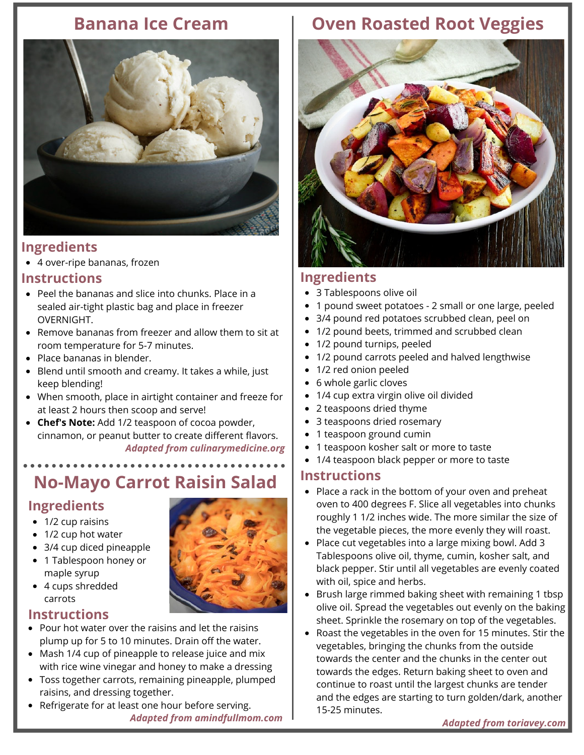# Banana Ice Cream

## Ingredients

- 4 over-ripe bananas, frozen

## Instructions

- Peel the bananas and slice into chunks. Place in a sealed air-tight plastic bag and place in freezer OVERNIGHT.
- Remove bananas from freezer and allow them to sit at room temperature for 5-7 minutes.
- Place bananas in blender.
- Blend until smooth and creamy. It takes a while, just keep blending!
- When smooth, place in airtight container and freeze for at least 2 hours then scoop and serve!
- **Chef's Note:** Add 1/2 teaspoon of cocoa powder, cinnamon, or peanut butter to create different flavors.

***Adapted from culinarymedicine.org***

# No-Mayo Carrot Raisin Salad

## Ingredients

- 1/2 cup raisins
- 1/2 cup hot water
- 3/4 cup diced pineapple
- 1 Tablespoon honey or maple syrup
- 4 cups shredded carrots

## Instructions

- Pour hot water over the raisins and let the raisins plump up for 5 to 10 minutes. Drain off the water.
- Mash 1/4 cup of pineapple to release juice and mix with rice wine vinegar and honey to make a dressing
- Toss together carrots, remaining pineapple, plumped raisins, and dressing together.
- Refrigerate for at least one hour before serving.

***Adapted from amindfullmom.com***

# Oven Roasted Root Veggies

## Ingredients

- 3 Tablespoons olive oil
- 1 pound sweet potatoes - 2 small or one large, peeled
- 3/4 pound red potatoes scrubbed clean, peel on
- 1/2 pound beets, trimmed and scrubbed clean
- 1/2 pound turnips, peeled
- 1/2 pound carrots peeled and halved lengthwise
- 1/2 red onion peeled
- 6 whole garlic cloves
- 1/4 cup extra virgin olive oil divided
- 2 teaspoons dried thyme
- 3 teaspoons dried rosemary
- 1 teaspoon ground cumin
- 1 teaspoon kosher salt or more to taste
- 1/4 teaspoon black pepper or more to taste

## Instructions

- Place a rack in the bottom of your oven and preheat oven to 400 degrees F. Slice all vegetables into chunks roughly 1 1/2 inches wide. The more similar the size of the vegetable pieces, the more evenly they will roast.
- Place cut vegetables into a large mixing bowl. Add 3 Tablespoons olive oil, thyme, cumin, kosher salt, and black pepper. Stir until all vegetables are evenly coated with oil, spice and herbs.
- Brush large rimmed baking sheet with remaining 1 tbsp olive oil. Spread the vegetables out evenly on the baking sheet. Sprinkle the rosemary on top of the vegetables.
- Roast the vegetables in the oven for 15 minutes. Stir the vegetables, bringing the chunks from the outside towards the center and the chunks in the center out towards the edges. Return baking sheet to oven and continue to roast until the largest chunks are tender and the edges are starting to turn golden/dark, another 15-25 minutes.

***Adapted from toriavey.com***